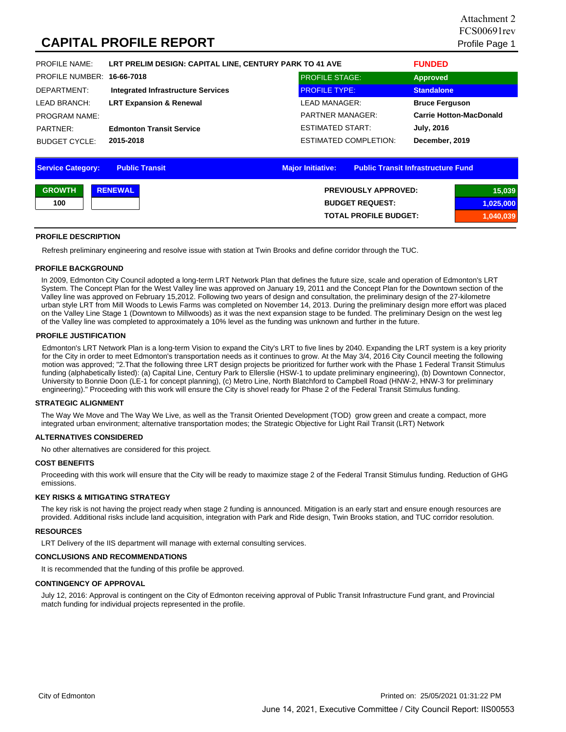Attachment 2
FCS00691rev

# CAPITAL PROFILE REPORT

| | | | |
|---|---|---|---|
| PROFILE NAME: | **LRT PRELIM DESIGN: CAPITAL LINE, CENTURY PARK TO 41 AVE** | | **FUNDED** |
| PROFILE NUMBER: | **16-66-7018** | PROFILE STAGE: | **Approved** |
| DEPARTMENT: | **Integrated Infrastructure Services** | PROFILE TYPE: | **Standalone** |
| LEAD BRANCH: | **LRT Expansion & Renewal** | LEAD MANAGER: | **Bruce Ferguson** |
| PROGRAM NAME: | | PARTNER MANAGER: | **Carrie Hotton-MacDonald** |
| PARTNER: | **Edmonton Transit Service** | ESTIMATED START: | **July, 2016** |
| BUDGET CYCLE: | **2015-2018** | ESTIMATED COMPLETION: | **December, 2019** |

| | | | |
|---|---|---|---|
| **Service Category:** | **Public Transit** | **Major Initiative:** | **Public Transit Infrastructure Fund** |

| GROWTH | RENEWAL | | |
|---|---|---|---|
| 100 | | **PREVIOUSLY APPROVED:** | 15,039 |
| | | **BUDGET REQUEST:** | 1,025,000 |
| | | **TOTAL PROFILE BUDGET:** | 1,040,039 |

### PROFILE DESCRIPTION

Refresh preliminary engineering and resolve issue with station at Twin Brooks and define corridor through the TUC.

### PROFILE BACKGROUND

In 2009, Edmonton City Council adopted a long-term LRT Network Plan that defines the future size, scale and operation of Edmonton's LRT System. The Concept Plan for the West Valley line was approved on January 19, 2011 and the Concept Plan for the Downtown section of the Valley line was approved on February 15,2012. Following two years of design and consultation, the preliminary design of the 27-kilometre urban style LRT from Mill Woods to Lewis Farms was completed on November 14, 2013. During the preliminary design more effort was placed on the Valley Line Stage 1 (Downtown to Millwoods) as it was the next expansion stage to be funded. The preliminary Design on the west leg of the Valley line was completed to approximately a 10% level as the funding was unknown and further in the future.

### PROFILE JUSTIFICATION

Edmonton's LRT Network Plan is a long-term Vision to expand the City's LRT to five lines by 2040. Expanding the LRT system is a key priority for the City in order to meet Edmonton's transportation needs as it continues to grow. At the May 3/4, 2016 City Council meeting the following motion was approved; "2.That the following three LRT design projects be prioritized for further work with the Phase 1 Federal Transit Stimulus funding (alphabetically listed): (a) Capital Line, Century Park to Ellerslie (HSW-1 to update preliminary engineering), (b) Downtown Connector, University to Bonnie Doon (LE-1 for concept planning), (c) Metro Line, North Blatchford to Campbell Road (HNW-2, HNW-3 for preliminary engineering)." Proceeding with this work will ensure the City is shovel ready for Phase 2 of the Federal Transit Stimulus funding.

### STRATEGIC ALIGNMENT

The Way We Move and The Way We Live, as well as the Transit Oriented Development (TOD) grow green and create a compact, more integrated urban environment; alternative transportation modes; the Strategic Objective for Light Rail Transit (LRT) Network

### ALTERNATIVES CONSIDERED

No other alternatives are considered for this project.

### COST BENEFITS

Proceeding with this work will ensure that the City will be ready to maximize stage 2 of the Federal Transit Stimulus funding. Reduction of GHG emissions.

### KEY RISKS & MITIGATING STRATEGY

The key risk is not having the project ready when stage 2 funding is announced. Mitigation is an early start and ensure enough resources are provided. Additional risks include land acquisition, integration with Park and Ride design, Twin Brooks station, and TUC corridor resolution.

### RESOURCES

LRT Delivery of the IIS department will manage with external consulting services.

### CONCLUSIONS AND RECOMMENDATIONS

It is recommended that the funding of this profile be approved.

### CONTINGENCY OF APPROVAL

July 12, 2016: Approval is contingent on the City of Edmonton receiving approval of Public Transit Infrastructure Fund grant, and Provincial match funding for individual projects represented in the profile.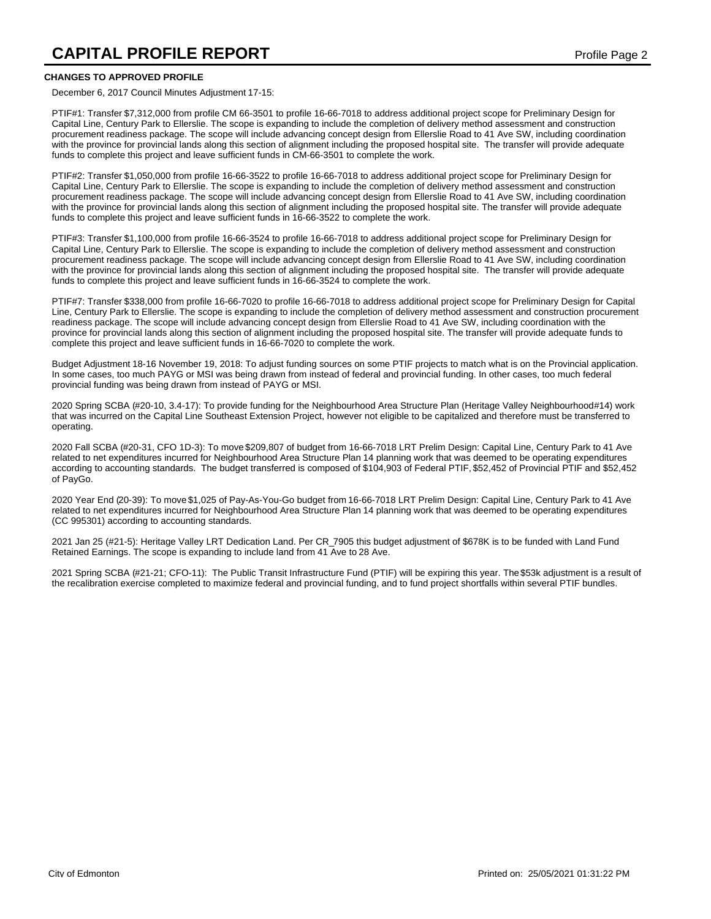# CAPITAL PROFILE REPORT

## CHANGES TO APPROVED PROFILE

December 6, 2017 Council Minutes Adjustment 17-15:

PTIF#1: Transfer $7,312,000 from profile CM 66-3501 to profile 16-66-7018 to address additional project scope for Preliminary Design for Capital Line, Century Park to Ellerslie. The scope is expanding to include the completion of delivery method assessment and construction procurement readiness package. The scope will include advancing concept design from Ellerslie Road to 41 Ave SW, including coordination with the province for provincial lands along this section of alignment including the proposed hospital site. The transfer will provide adequate funds to complete this project and leave sufficient funds in CM-66-3501 to complete the work.

PTIF#2: Transfer $1,050,000 from profile 16-66-3522 to profile 16-66-7018 to address additional project scope for Preliminary Design for Capital Line, Century Park to Ellerslie. The scope is expanding to include the completion of delivery method assessment and construction procurement readiness package. The scope will include advancing concept design from Ellerslie Road to 41 Ave SW, including coordination with the province for provincial lands along this section of alignment including the proposed hospital site. The transfer will provide adequate funds to complete this project and leave sufficient funds in 16-66-3522 to complete the work.

PTIF#3: Transfer $1,100,000 from profile 16-66-3524 to profile 16-66-7018 to address additional project scope for Preliminary Design for Capital Line, Century Park to Ellerslie. The scope is expanding to include the completion of delivery method assessment and construction procurement readiness package. The scope will include advancing concept design from Ellerslie Road to 41 Ave SW, including coordination with the province for provincial lands along this section of alignment including the proposed hospital site. The transfer will provide adequate funds to complete this project and leave sufficient funds in 16-66-3524 to complete the work.

PTIF#7: Transfer $338,000 from profile 16-66-7020 to profile 16-66-7018 to address additional project scope for Preliminary Design for Capital Line, Century Park to Ellerslie. The scope is expanding to include the completion of delivery method assessment and construction procurement readiness package. The scope will include advancing concept design from Ellerslie Road to 41 Ave SW, including coordination with the province for provincial lands along this section of alignment including the proposed hospital site. The transfer will provide adequate funds to complete this project and leave sufficient funds in 16-66-7020 to complete the work.

Budget Adjustment 18-16 November 19, 2018: To adjust funding sources on some PTIF projects to match what is on the Provincial application. In some cases, too much PAYG or MSI was being drawn from instead of federal and provincial funding. In other cases, too much federal provincial funding was being drawn from instead of PAYG or MSI.

2020 Spring SCBA (#20-10, 3.4-17): To provide funding for the Neighbourhood Area Structure Plan (Heritage Valley Neighbourhood#14) work that was incurred on the Capital Line Southeast Extension Project, however not eligible to be capitalized and therefore must be transferred to operating.

2020 Fall SCBA (#20-31, CFO 1D-3): To move $209,807 of budget from 16-66-7018 LRT Prelim Design: Capital Line, Century Park to 41 Ave related to net expenditures incurred for Neighbourhood Area Structure Plan 14 planning work that was deemed to be operating expenditures according to accounting standards. The budget transferred is composed of $104,903 of Federal PTIF, $52,452 of Provincial PTIF and $52,452 of PayGo.

2020 Year End (20-39): To move $1,025 of Pay-As-You-Go budget from 16-66-7018 LRT Prelim Design: Capital Line, Century Park to 41 Ave related to net expenditures incurred for Neighbourhood Area Structure Plan 14 planning work that was deemed to be operating expenditures (CC 995301) according to accounting standards.

2021 Jan 25 (#21-5): Heritage Valley LRT Dedication Land. Per CR_7905 this budget adjustment of $678K is to be funded with Land Fund Retained Earnings. The scope is expanding to include land from 41 Ave to 28 Ave.

2021 Spring SCBA (#21-21; CFO-11): The Public Transit Infrastructure Fund (PTIF) will be expiring this year. The $53k adjustment is a result of the recalibration exercise completed to maximize federal and provincial funding, and to fund project shortfalls within several PTIF bundles.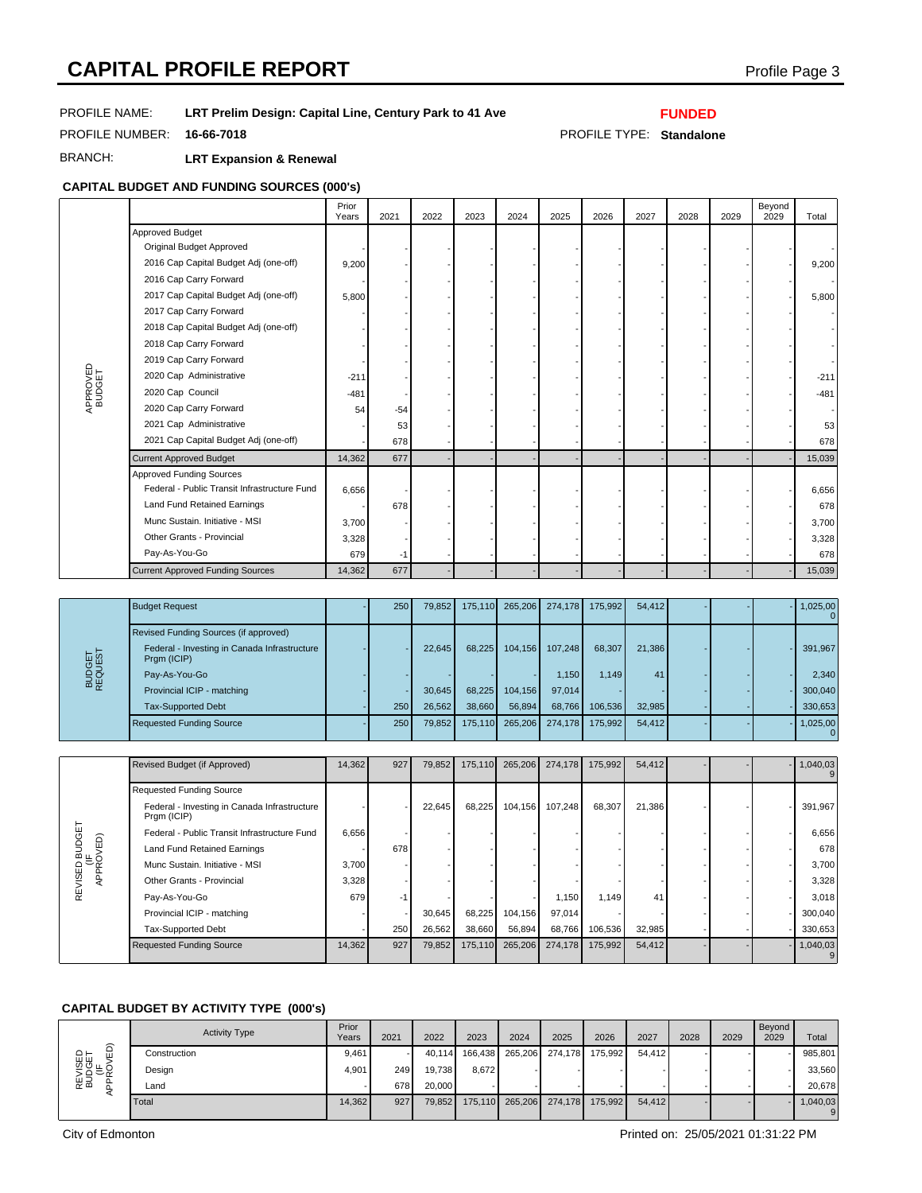# CAPITAL PROFILE REPORT

PROFILE NAME: **LRT Prelim Design: Capital Line, Century Park to 41 Ave** **FUNDED**

PROFILE NUMBER: **16-66-7018** PROFILE TYPE: **Standalone**

BRANCH: **LRT Expansion & Renewal**

### CAPITAL BUDGET AND FUNDING SOURCES (000's)

| | | Prior Years | 2021 | 2022 | 2023 | 2024 | 2025 | 2026 | 2027 | 2028 | 2029 | Beyond 2029 | Total |
|---|---|---|---|---|---|---|---|---|---|---|---|---|---|
| APPROVED BUDGET | Approved Budget | | | | | | | | | | | | |
| | Original Budget Approved | - | - | - | - | - | - | - | - | - | - | - | - |
| | 2016 Cap Capital Budget Adj (one-off) | 9,200 | - | - | - | - | - | - | - | - | - | - | 9,200 |
| | 2016 Cap Carry Forward | - | - | - | - | - | - | - | - | - | - | - | - |
| | 2017 Cap Capital Budget Adj (one-off) | 5,800 | - | - | - | - | - | - | - | - | - | - | 5,800 |
| | 2017 Cap Carry Forward | - | - | - | - | - | - | - | - | - | - | - | - |
| | 2018 Cap Capital Budget Adj (one-off) | - | - | - | - | - | - | - | - | - | - | - | - |
| | 2018 Cap Carry Forward | - | - | - | - | - | - | - | - | - | - | - | - |
| | 2019 Cap Carry Forward | - | - | - | - | - | - | - | - | - | - | - | - |
| | 2020 Cap Administrative | -211 | - | - | - | - | - | - | - | - | - | - | -211 |
| | 2020 Cap Council | -481 | - | - | - | - | - | - | - | - | - | - | -481 |
| | 2020 Cap Carry Forward | 54 | -54 | - | - | - | - | - | - | - | - | - | - |
| | 2021 Cap Administrative | - | 53 | - | - | - | - | - | - | - | - | - | 53 |
| | 2021 Cap Capital Budget Adj (one-off) | - | 678 | - | - | - | - | - | - | - | - | - | 678 |
| | Current Approved Budget | 14,362 | 677 | - | - | - | - | - | - | - | - | - | 15,039 |
| | Approved Funding Sources | | | | | | | | | | | | |
| | Federal - Public Transit Infrastructure Fund | 6,656 | - | - | - | - | - | - | - | - | - | - | 6,656 |
| | Land Fund Retained Earnings | - | 678 | - | - | - | - | - | - | - | - | - | 678 |
| | Munc Sustain. Initiative - MSI | 3,700 | - | - | - | - | - | - | - | - | - | - | 3,700 |
| | Other Grants - Provincial | 3,328 | - | - | - | - | - | - | - | - | - | - | 3,328 |
| | Pay-As-You-Go | 679 | -1 | - | - | - | - | - | - | - | - | - | 678 |
| | Current Approved Funding Sources | 14,362 | 677 | - | - | - | - | - | - | - | - | - | 15,039 |

| | | Prior Years | 2021 | 2022 | 2023 | 2024 | 2025 | 2026 | 2027 | 2028 | 2029 | Beyond 2029 | Total |
|---|---|---|---|---|---|---|---|---|---|---|---|---|---|
| BUDGET REQUEST | Budget Request | - | 250 | 79,852 | 175,110 | 265,206 | 274,178 | 175,992 | 54,412 | - | - | - | 1,025,000 |
| | Revised Funding Sources (if approved) | | | | | | | | | | | | |
| | Federal - Investing in Canada Infrastructure Prgm (ICIP) | - | - | 22,645 | 68,225 | 104,156 | 107,248 | 68,307 | 21,386 | - | - | - | 391,967 |
| | Pay-As-You-Go | - | - | - | - | - | 1,150 | 1,149 | 41 | - | - | - | 2,340 |
| | Provincial ICIP - matching | - | - | 30,645 | 68,225 | 104,156 | 97,014 | - | - | - | - | - | 300,040 |
| | Tax-Supported Debt | - | 250 | 26,562 | 38,660 | 56,894 | 68,766 | 106,536 | 32,985 | - | - | - | 330,653 |
| | Requested Funding Source | - | 250 | 79,852 | 175,110 | 265,206 | 274,178 | 175,992 | 54,412 | - | - | - | 1,025,000 |

| | | Prior Years | 2021 | 2022 | 2023 | 2024 | 2025 | 2026 | 2027 | 2028 | 2029 | Beyond 2029 | Total |
|---|---|---|---|---|---|---|---|---|---|---|---|---|---|
| REVISED BUDGET (IF APPROVED) | Revised Budget (if Approved) | 14,362 | 927 | 79,852 | 175,110 | 265,206 | 274,178 | 175,992 | 54,412 | - | - | - | 1,040,039 |
| | Requested Funding Source | | | | | | | | | | | | |
| | Federal - Investing in Canada Infrastructure Prgm (ICIP) | - | - | 22,645 | 68,225 | 104,156 | 107,248 | 68,307 | 21,386 | - | - | - | 391,967 |
| | Federal - Public Transit Infrastructure Fund | 6,656 | - | - | - | - | - | - | - | - | - | - | 6,656 |
| | Land Fund Retained Earnings | - | 678 | - | - | - | - | - | - | - | - | - | 678 |
| | Munc Sustain. Initiative - MSI | 3,700 | - | - | - | - | - | - | - | - | - | - | 3,700 |
| | Other Grants - Provincial | 3,328 | - | - | - | - | - | - | - | - | - | - | 3,328 |
| | Pay-As-You-Go | 679 | -1 | - | - | - | 1,150 | 1,149 | 41 | - | - | - | 3,018 |
| | Provincial ICIP - matching | - | - | 30,645 | 68,225 | 104,156 | 97,014 | - | - | - | - | - | 300,040 |
| | Tax-Supported Debt | - | 250 | 26,562 | 38,660 | 56,894 | 68,766 | 106,536 | 32,985 | - | - | - | 330,653 |
| | Requested Funding Source | 14,362 | 927 | 79,852 | 175,110 | 265,206 | 274,178 | 175,992 | 54,412 | - | - | - | 1,040,039 |

### CAPITAL BUDGET BY ACTIVITY TYPE (000's)

| | Activity Type | Prior Years | 2021 | 2022 | 2023 | 2024 | 2025 | 2026 | 2027 | 2028 | 2029 | Beyond 2029 | Total |
|---|---|---|---|---|---|---|---|---|---|---|---|---|---|
| REVISED BUDGET (IF APPROVED) | Construction | 9,461 | - | 40,114 | 166,438 | 265,206 | 274,178 | 175,992 | 54,412 | - | - | - | 985,801 |
| | Design | 4,901 | 249 | 19,738 | 8,672 | - | - | - | - | - | - | - | 33,560 |
| | Land | - | 678 | 20,000 | - | - | - | - | - | - | - | - | 20,678 |
| | Total | 14,362 | 927 | 79,852 | 175,110 | 265,206 | 274,178 | 175,992 | 54,412 | - | - | - | 1,040,039 |

City of Edmonton

Printed on: 25/05/2021 01:31:22 PM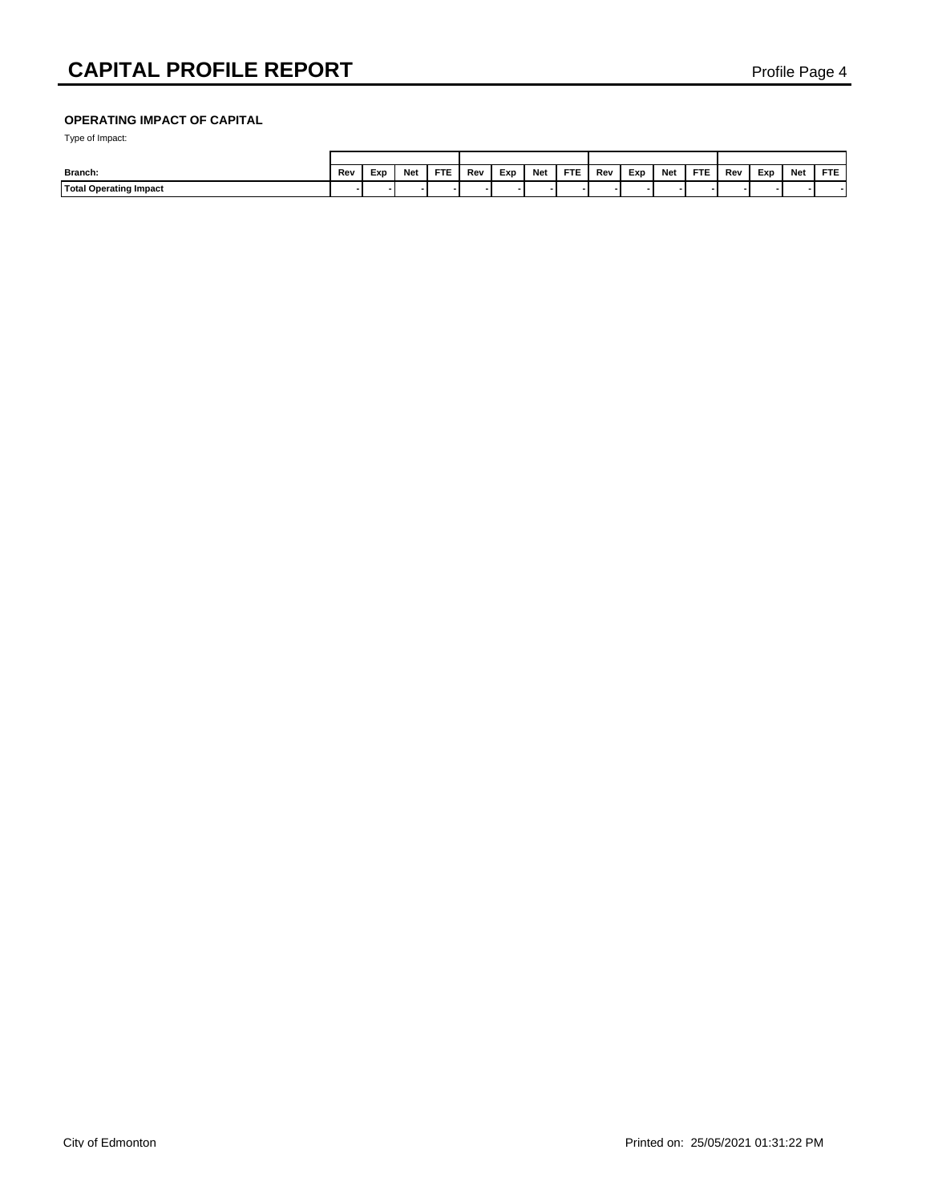## CAPITAL PROFILE REPORT

### OPERATING IMPACT OF CAPITAL

Type of Impact:

| | | | | | | | | | | | | | | | | |
|---|---|---|---|---|---|---|---|---|---|---|---|---|---|---|---|---|
| **Branch:** | **Rev** | **Exp** | **Net** | **FTE** | **Rev** | **Exp** | **Net** | **FTE** | **Rev** | **Exp** | **Net** | **FTE** | **Rev** | **Exp** | **Net** | **FTE** |
| **Total Operating Impact** | - | - | - | - | - | - | - | - | - | - | - | - | - | - | - | - |